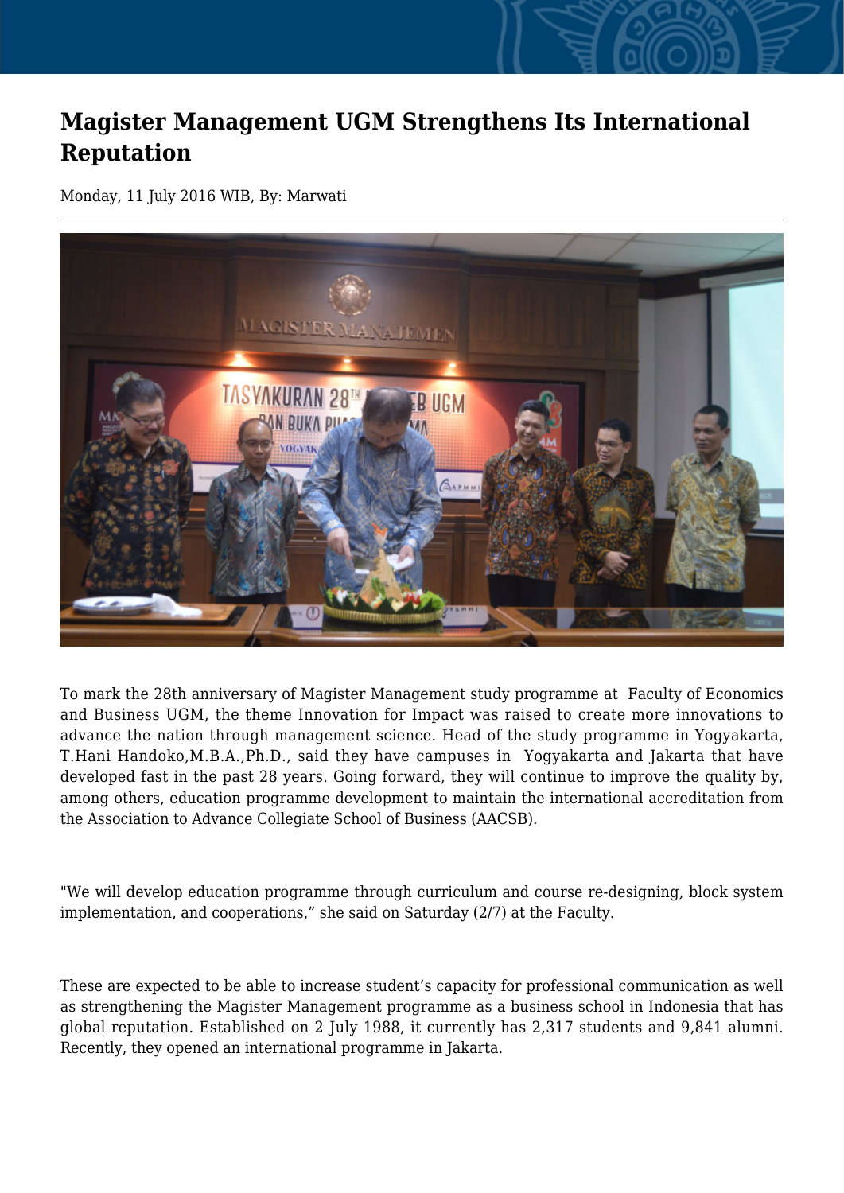# Magister Management UGM Strengthens Its International Reputation

Monday, 11 July 2016 WIB, By: Marwati

To mark the 28th anniversary of Magister Management study programme at  Faculty of Economics and Business UGM, the theme Innovation for Impact was raised to create more innovations to advance the nation through management science. Head of the study programme in Yogyakarta, T.Hani Handoko,M.B.A.,Ph.D., said they have campuses in  Yogyakarta and Jakarta that have developed fast in the past 28 years. Going forward, they will continue to improve the quality by, among others, education programme development to maintain the international accreditation from the Association to Advance Collegiate School of Business (AACSB).

"We will develop education programme through curriculum and course re-designing, block system implementation, and cooperations," she said on Saturday (2/7) at the Faculty.

These are expected to be able to increase student's capacity for professional communication as well as strengthening the Magister Management programme as a business school in Indonesia that has global reputation. Established on 2 July 1988, it currently has 2,317 students and 9,841 alumni. Recently, they opened an international programme in Jakarta.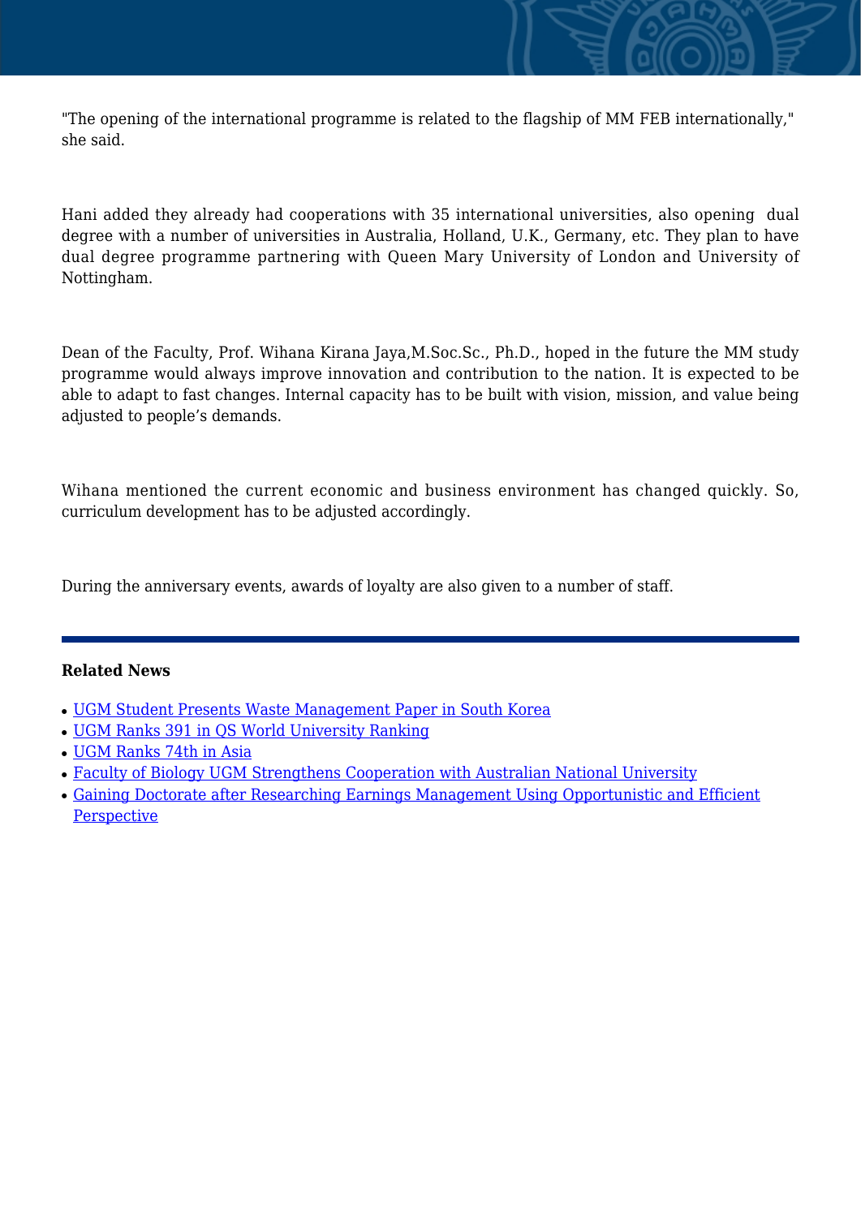"The opening of the international programme is related to the flagship of MM FEB internationally," she said.

Hani added they already had cooperations with 35 international universities, also opening dual degree with a number of universities in Australia, Holland, U.K., Germany, etc. They plan to have dual degree programme partnering with Queen Mary University of London and University of Nottingham.

Dean of the Faculty, Prof. Wihana Kirana Jaya,M.Soc.Sc., Ph.D., hoped in the future the MM study programme would always improve innovation and contribution to the nation. It is expected to be able to adapt to fast changes. Internal capacity has to be built with vision, mission, and value being adjusted to people's demands.

Wihana mentioned the current economic and business environment has changed quickly. So, curriculum development has to be adjusted accordingly.

During the anniversary events, awards of loyalty are also given to a number of staff.

---

**Related News**

- UGM Student Presents Waste Management Paper in South Korea
- UGM Ranks 391 in QS World University Ranking
- UGM Ranks 74th in Asia
- Faculty of Biology UGM Strengthens Cooperation with Australian National University
- Gaining Doctorate after Researching Earnings Management Using Opportunistic and Efficient Perspective